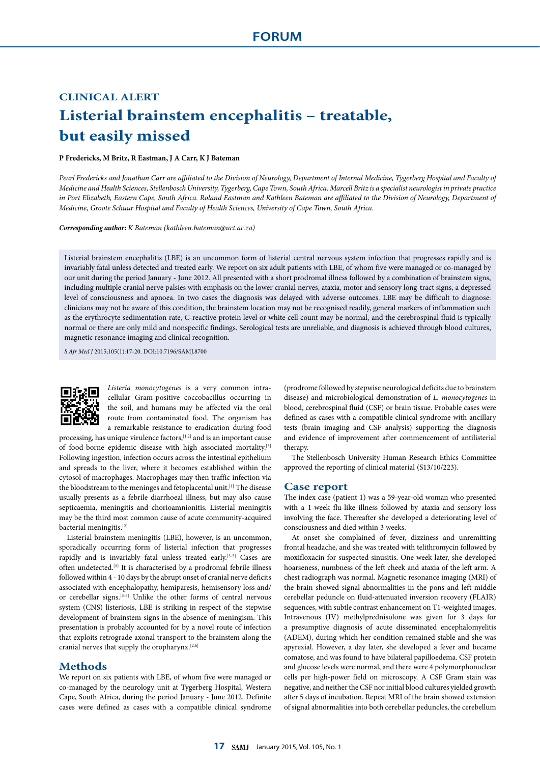FORUM

CLINICAL ALERT

# Listerial brainstem encephalitis – treatable, but easily missed

**P Fredericks, M Britz, R Eastman, J A Carr, K J Bateman**

*Pearl Fredericks and Jonathan Carr are affiliated to the Division of Neurology, Department of Internal Medicine, Tygerberg Hospital and Faculty of Medicine and Health Sciences, Stellenbosch University, Tygerberg, Cape Town, South Africa. Marcell Britz is a specialist neurologist in private practice in Port Elizabeth, Eastern Cape, South Africa. Roland Eastman and Kathleen Bateman are affiliated to the Division of Neurology, Department of Medicine, Groote Schuur Hospital and Faculty of Health Sciences, University of Cape Town, South Africa.*

***Corresponding author:*** *K Bateman (kathleen.bateman@uct.ac.za)*

Listerial brainstem encephalitis (LBE) is an uncommon form of listerial central nervous system infection that progresses rapidly and is invariably fatal unless detected and treated early. We report on six adult patients with LBE, of whom five were managed or co-managed by our unit during the period January - June 2012. All presented with a short prodromal illness followed by a combination of brainstem signs, including multiple cranial nerve palsies with emphasis on the lower cranial nerves, ataxia, motor and sensory long-tract signs, a depressed level of consciousness and apnoea. In two cases the diagnosis was delayed with adverse outcomes. LBE may be difficult to diagnose: clinicians may not be aware of this condition, the brainstem location may not be recognised readily, general markers of inflammation such as the erythrocyte sedimentation rate, C-reactive protein level or white cell count may be normal, and the cerebrospinal fluid is typically normal or there are only mild and nonspecific findings. Serological tests are unreliable, and diagnosis is achieved through blood cultures, magnetic resonance imaging and clinical recognition.

*S Afr Med J* 2015;105(1):17-20. DOI:10.7196/SAMJ.8700

*Listeria monocytogenes* is a very common intracellular Gram-positive coccobacillus occurring in the soil, and humans may be affected via the oral route from contaminated food. The organism has a remarkable resistance to eradication during food processing, has unique virulence factors,[1,2] and is an important cause of food-borne epidemic disease with high associated mortality.[3] Following ingestion, infection occurs across the intestinal epithelium and spreads to the liver, where it becomes established within the cytosol of macrophages. Macrophages may then traffic infection via the bloodstream to the meninges and fetoplacental unit.[1] The disease usually presents as a febrile diarrhoeal illness, but may also cause septicaemia, meningitis and chorioamnionitis. Listerial meningitis may be the third most common cause of acute community-acquired bacterial meningitis.[2]

Listerial brainstem meningitis (LBE), however, is an uncommon, sporadically occurring form of listerial infection that progresses rapidly and is invariably fatal unless treated early.[3-5] Cases are often undetected.[5] It is characterised by a prodromal febrile illness followed within 4 - 10 days by the abrupt onset of cranial nerve deficits associated with encephalopathy, hemiparesis, hemisensory loss and/or cerebellar signs.[3-5] Unlike the other forms of central nervous system (CNS) listeriosis, LBE is striking in respect of the stepwise development of brainstem signs in the absence of meningism. This presentation is probably accounted for by a novel route of infection that exploits retrograde axonal transport to the brainstem along the cranial nerves that supply the oropharynx.[2,6]

## Methods

We report on six patients with LBE, of whom five were managed or co-managed by the neurology unit at Tygerberg Hospital, Western Cape, South Africa, during the period January - June 2012. Definite cases were defined as cases with a compatible clinical syndrome (prodrome followed by stepwise neurological deficits due to brainstem disease) and microbiological demonstration of *L. monocytogenes* in blood, cerebrospinal fluid (CSF) or brain tissue. Probable cases were defined as cases with a compatible clinical syndrome with ancillary tests (brain imaging and CSF analysis) supporting the diagnosis and evidence of improvement after commencement of antilisterial therapy.

The Stellenbosch University Human Research Ethics Committee approved the reporting of clinical material (S13/10/223).

## Case report

The index case (patient 1) was a 59-year-old woman who presented with a 1-week flu-like illness followed by ataxia and sensory loss involving the face. Thereafter she developed a deteriorating level of consciousness and died within 3 weeks.

At onset she complained of fever, dizziness and unremitting frontal headache, and she was treated with telithromycin followed by moxifloxacin for suspected sinusitis. One week later, she developed hoarseness, numbness of the left cheek and ataxia of the left arm. A chest radiograph was normal. Magnetic resonance imaging (MRI) of the brain showed signal abnormalities in the pons and left middle cerebellar peduncle on fluid-attenuated inversion recovery (FLAIR) sequences, with subtle contrast enhancement on T1-weighted images. Intravenous (IV) methylprednisolone was given for 3 days for a presumptive diagnosis of acute disseminated encephalomyelitis (ADEM), during which her condition remained stable and she was apyrexial. However, a day later, she developed a fever and became comatose, and was found to have bilateral papilloedema. CSF protein and glucose levels were normal, and there were 4 polymorphonuclear cells per high-power field on microscopy. A CSF Gram stain was negative, and neither the CSF nor initial blood cultures yielded growth after 5 days of incubation. Repeat MRI of the brain showed extension of signal abnormalities into both cerebellar peduncles, the cerebellum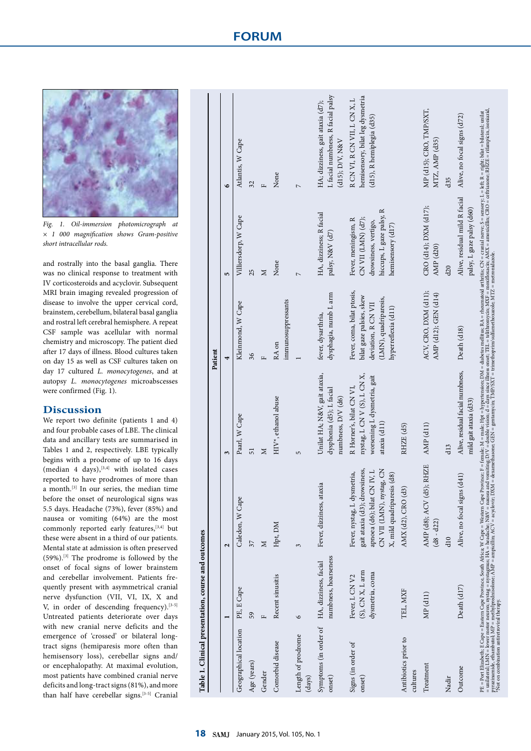Fig. 1. Oil-immersion photomicrograph at × 1 000 magnification shows Gram-positive short intracellular rods.

and rostrally into the basal ganglia. There was no clinical response to treatment with IV corticosteroids and acyclovir. Subsequent MRI brain imaging revealed progression of disease to involve the upper cervical cord, brainstem, cerebellum, bilateral basal ganglia and rostral left cerebral hemisphere. A repeat CSF sample was acellular with normal chemistry and microscopy. The patient died after 17 days of illness. Blood cultures taken on day 15 as well as CSF cultures taken on day 17 cultured *L. monocytogenes*, and at autopsy *L. monocytogenes* microabscesses were confirmed (Fig. 1).

## Discussion

We report two definite (patients 1 and 4) and four probable cases of LBE. The clinical data and ancillary tests are summarised in Tables 1 and 2, respectively. LBE typically begins with a prodrome of up to 16 days (median 4 days),[3,4] with isolated cases reported to have prodromes of more than a month.[3] In our series, the median time before the onset of neurological signs was 5.5 days. Headache (73%), fever (85%) and nausea or vomiting (64%) are the most commonly reported early features,[3,4] but these were absent in a third of our patients. Mental state at admission is often preserved (59%).[3] The prodrome is followed by the onset of focal signs of lower brainstem and cerebellar involvement. Patients frequently present with asymmetrical cranial nerve dysfunction (VII, VI, IX, X and V, in order of descending frequency).[3-5] Untreated patients deteriorate over days with new cranial nerve deficits and the emergence of 'crossed' or bilateral long-tract signs (hemiparesis more often than hemisensory loss), cerebellar signs and/or encephalopathy. At maximal evolution, most patients have combined cranial nerve deficits and long-tract signs (81%), and more than half have cerebellar signs.[3-5] Cranial

**Table 1. Clinical presentation, course and outcomes**

| | Patient | | | | | |
|---|---|---|---|---|---|---|
| | 1 | 2 | 3 | 4 | 5 | 6 |
| Geographical location | PE, E Cape | Caledon, W Cape | Paarl, W Cape | Kleinmond, W Cape | Villiersdorp, W Cape | Atlantis, W Cape |
| Age (years) | 59 | 37 | 51 | 36 | 25 | 32 |
| Gender | F | M | M | F | M | F |
| Comorbid disease | Recent sinusitis | Hpt, DM | HIV*, ethanol abuse | RA on immunosuppressants | None | None |
| Length of prodrome (days) | 6 | 3 | 5 | 1 | 7 | 7 |
| Symptoms (in order of onset) | HA, dizziness, facial numbness, hoarseness | Fever, dizziness, ataxia | Unilat HA; N&V, gait ataxia, dysphonia (d5); L facial numbness, D/V (d6) | fever, dysarthria, dysphagia, numb L arm | HA, dizziness; R facial palsy, N&V (d7) | HA; dizziness, gait ataxia (d7); L facial numbness, R facial palsy (d15); D/V, N&V |
| Signs (in order of onset) | Fever, L CN V2 (S), CN X, L arm dysmetria, coma | Fever, nystag, L dysmetria, gait ataxia (d3); drowsiness, apnoea (d6); bilat CN IV, L CN VII (LMN), nystag, CN X, mild quadriparesis (d8) | R Horner's, bilat CN VI, nystag, L CN V (S), L CN X, worsening L dysmetria, gait ataxia (d11) | Fever, coma, bilat ptosis, bilat gaze palsies, skew deviation, R CN VII (LMN), quadriparesis, hyperreflexia (d11) | Fever, meningism, R CN VII (LMN) (d7); drowsiness, vertigo, hiccups, L gaze palsy, R hemisensory (d17) | R CN VI, R CN VII, L CN X, L hemisensory, bilat leg dysmetria (d15), R hemiplegia (d35) |
| Antibiotics prior to cultures | TEL, MXF | AMX (d2), CRO (d3) | RHZE (d5) | | | |
| Treatment | MP (d11) | AMP (d8); ACV (d5); RHZE (d8 - d22) | AMP (d11) | ACV, CRO, DXM (d11); AMP (d12); GEN (d14) | CRO (d14); DXM (d17); AMP (d20) | MP (d15); CRO; TMP/SXT, MTZ, AMP (d35) |
| Nadir | | d10 | d13 | | d20 | d35 |
| Outcome | Death (d17) | Alive, no focal signs (d41) | Alive, residual facial numbness, mild gait ataxia (d33) | Death (d18) | Alive, residual mild R facial palsy, L gaze palsy (d60) | Alive, no focal signs (d72) |

PE = Port Elizabeth; E Cape = Eastern Cape Province, South Africa; W Cape = Western Cape Province; F = female; M = male; Hpt = hypertension; DM = diabetes mellitus; RA = rheumatoid arthritis; CN = cranial nerve; S = sensory; L = left; R = right; bilat = bilateral; unilat = unilateral; LMN = lower motor neuron; nystag = nystagmus; HA = headache; N&V = nausea and vomiting; D/V = double vision; d = days since illness onset; TEL = telithromycin; MXF = moxifloxacin; AMX = amoxicillin; CRO = ceftriaxone; RHZE = rifampicin, isoniazid, pyrazinamide, ethambutol; MP = methylprednisolone; AMP = ampicillin; ACV = acyclovir; DXM = dexamethasone; GEN = gentamycin; TMP/SXT = trimethoprim/sulfamethoxazole; MTZ = metronidazole.
*Not on combination antiretroviral therapy.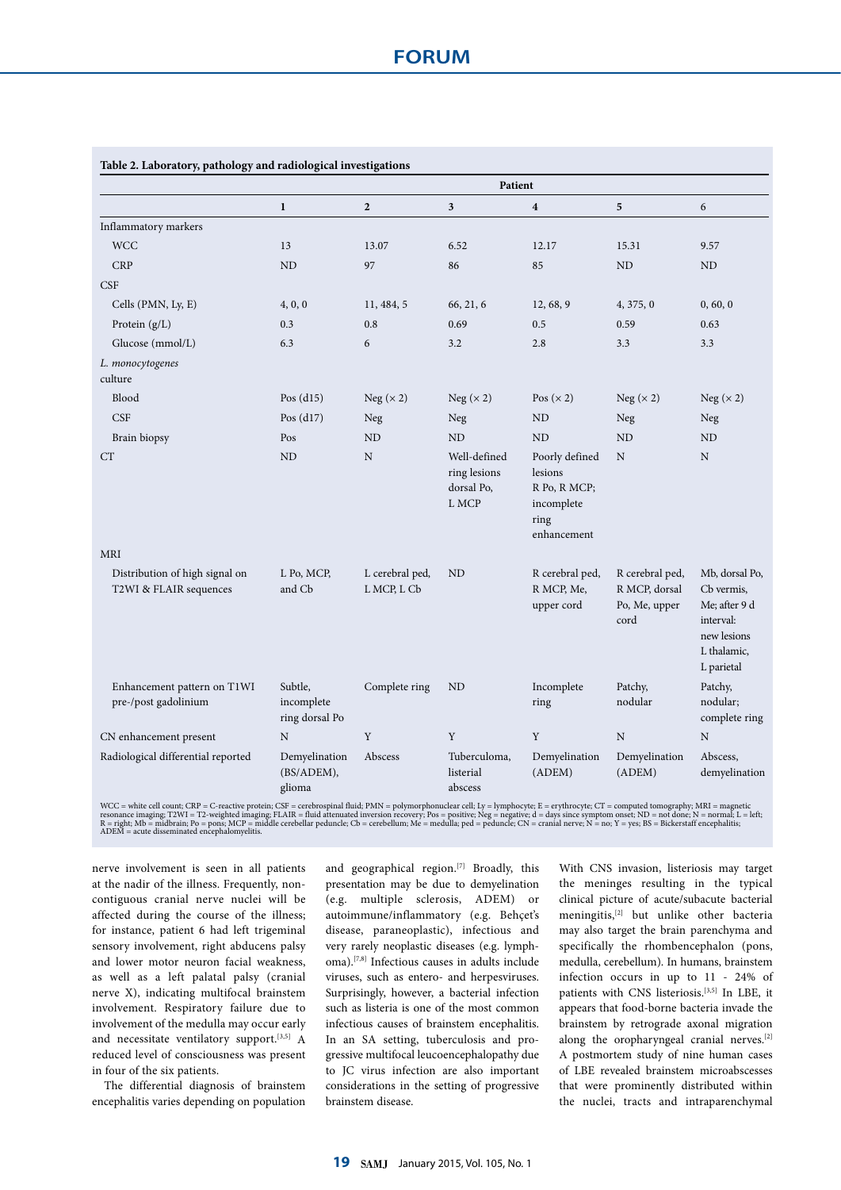**Table 2. Laboratory, pathology and radiological investigations**

| | Patient | | | | | |
|---|---|---|---|---|---|---|
| | 1 | 2 | 3 | 4 | 5 | 6 |
| Inflammatory markers | | | | | | |
| WCC | 13 | 13.07 | 6.52 | 12.17 | 15.31 | 9.57 |
| CRP | ND | 97 | 86 | 85 | ND | ND |
| CSF | | | | | | |
| Cells (PMN, Ly, E) | 4, 0, 0 | 11, 484, 5 | 66, 21, 6 | 12, 68, 9 | 4, 375, 0 | 0, 60, 0 |
| Protein (g/L) | 0.3 | 0.8 | 0.69 | 0.5 | 0.59 | 0.63 |
| Glucose (mmol/L) | 6.3 | 6 | 3.2 | 2.8 | 3.3 | 3.3 |
| *L. monocytogenes* culture | | | | | | |
| Blood | Pos (d15) | Neg (× 2) | Neg (× 2) | Pos (× 2) | Neg (× 2) | Neg (× 2) |
| CSF | Pos (d17) | Neg | Neg | ND | Neg | Neg |
| Brain biopsy | Pos | ND | ND | ND | ND | ND |
| CT | ND | N | Well-defined ring lesions dorsal Po, L MCP | Poorly defined lesions R Po, R MCP; incomplete ring enhancement | N | N |
| MRI | | | | | | |
| Distribution of high signal on T2WI & FLAIR sequences | L Po, MCP, and Cb | L cerebral ped, L MCP, L Cb | ND | R cerebral ped, R MCP, Me, upper cord | R cerebral ped, R MCP, dorsal Po, Me, upper cord | Mb, dorsal Po, Cb vermis, Me; after 9 d interval: new lesions L thalamic, L parietal |
| Enhancement pattern on T1WI pre-/post gadolinium | Subtle, incomplete ring dorsal Po | Complete ring | ND | Incomplete ring | Patchy, nodular | Patchy, nodular; complete ring |
| CN enhancement present | N | Y | Y | Y | N | N |
| Radiological differential reported | Demyelination (BS/ADEM), glioma | Abscess | Tuberculoma, listerial abscess | Demyelination (ADEM) | Demyelination (ADEM) | Abscess, demyelination |

WCC = white cell count; CRP = C-reactive protein; CSF = cerebrospinal fluid; PMN = polymorphonuclear cell; Ly = lymphocyte; E = erythrocyte; CT = computed tomography; MRI = magnetic resonance imaging; T2WI = T2-weighted imaging; FLAIR = fluid attenuated inversion recovery; Pos = positive; Neg = negative; d = days since symptom onset; ND = not done; N = normal; L = left; R = right; Mb = midbrain; Po = pons; MCP = middle cerebellar peduncle; Cb = cerebellum; Me = medulla; ped = peduncle; CN = cranial nerve; N = no; Y = yes; BS = Bickerstaff encephalitis; ADEM = acute disseminated encephalomyelitis.

nerve involvement is seen in all patients at the nadir of the illness. Frequently, non-contiguous cranial nerve nuclei will be affected during the course of the illness; for instance, patient 6 had left trigeminal sensory involvement, right abducens palsy and lower motor neuron facial weakness, as well as a left palatal palsy (cranial nerve X), indicating multifocal brainstem involvement. Respiratory failure due to involvement of the medulla may occur early and necessitate ventilatory support.[3,5] A reduced level of consciousness was present in four of the six patients.

The differential diagnosis of brainstem encephalitis varies depending on population and geographical region.[7] Broadly, this presentation may be due to demyelination (e.g. multiple sclerosis, ADEM) or autoimmune/inflammatory (e.g. Behçet's disease, paraneoplastic), infectious and very rarely neoplastic diseases (e.g. lymphoma).[7,8] Infectious causes in adults include viruses, such as entero- and herpesviruses. Surprisingly, however, a bacterial infection such as listeria is one of the most common infectious causes of brainstem encephalitis. In an SA setting, tuberculosis and progressive multifocal leucoencephalopathy due to JC virus infection are also important considerations in the setting of progressive brainstem disease.

With CNS invasion, listeriosis may target the meninges resulting in the typical clinical picture of acute/subacute bacterial meningitis,[2] but unlike other bacteria may also target the brain parenchyma and specifically the rhombencephalon (pons, medulla, cerebellum). In humans, brainstem infection occurs in up to 11 - 24% of patients with CNS listeriosis.[3,5] In LBE, it appears that food-borne bacteria invade the brainstem by retrograde axonal migration along the oropharyngeal cranial nerves.[2] A postmortem study of nine human cases of LBE revealed brainstem microabscesses that were prominently distributed within the nuclei, tracts and intraparenchymal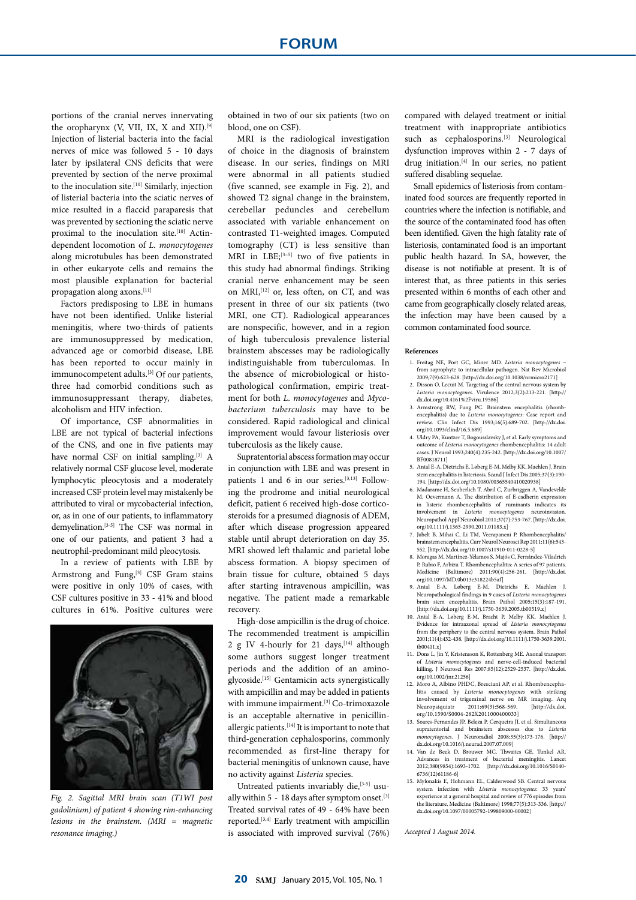portions of the cranial nerves innervating the oropharynx (V, VII, IX, X and XII).[9] Injection of listerial bacteria into the facial nerves of mice was followed 5 - 10 days later by ipsilateral CNS deficits that were prevented by section of the nerve proximal to the inoculation site.[10] Similarly, injection of listerial bacteria into the sciatic nerves of mice resulted in a flaccid paraparesis that was prevented by sectioning the sciatic nerve proximal to the inoculation site.[10] Actin-dependent locomotion of *L. monocytogenes* along microtubules has been demonstrated in other eukaryote cells and remains the most plausible explanation for bacterial propagation along axons.[11]

Factors predisposing to LBE in humans have not been identified. Unlike listerial meningitis, where two-thirds of patients are immunosuppressed by medication, advanced age or comorbid disease, LBE has been reported to occur mainly in immunocompetent adults.[3] Of our patients, three had comorbid conditions such as immunosuppressant therapy, diabetes, alcoholism and HIV infection.

Of importance, CSF abnormalities in LBE are not typical of bacterial infections of the CNS, and one in five patients may have normal CSF on initial sampling.[3] A relatively normal CSF glucose level, moderate lymphocytic pleocytosis and a moderately increased CSF protein level may mistakenly be attributed to viral or mycobacterial infection, or, as in one of our patients, to inflammatory demyelination.[3-5] The CSF was normal in one of our patients, and patient 3 had a neutrophil-predominant mild pleocytosis.

In a review of patients with LBE by Armstrong and Fung,[3] CSF Gram stains were positive in only 10% of cases, with CSF cultures positive in 33 - 41% and blood cultures in 61%. Positive cultures were obtained in two of our six patients (two on blood, one on CSF).

MRI is the radiological investigation of choice in the diagnosis of brainstem disease. In our series, findings on MRI were abnormal in all patients studied (five scanned, see example in Fig. 2), and showed T2 signal change in the brainstem, cerebellar peduncles and cerebellum associated with variable enhancement on contrasted T1-weighted images. Computed tomography (CT) is less sensitive than MRI in LBE;[3-5] two of five patients in this study had abnormal findings. Striking cranial nerve enhancement may be seen on MRI,[12] or, less often, on CT, and was present in three of our six patients (two MRI, one CT). Radiological appearances are nonspecific, however, and in a region of high tuberculosis prevalence listerial brainstem abscesses may be radiologically indistinguishable from tuberculomas. In the absence of microbiological or histopathological confirmation, empiric treatment for both *L. monocytogenes* and *Mycobacterium tuberculosis* may have to be considered. Rapid radiological and clinical improvement would favour listeriosis over tuberculosis as the likely cause.

Supratentorial abscess formation may occur in conjunction with LBE and was present in patients 1 and 6 in our series.[3,13] Following the prodrome and initial neurological deficit, patient 6 received high-dose corticosteroids for a presumed diagnosis of ADEM, after which disease progression appeared stable until abrupt deterioration on day 35. MRI showed left thalamic and parietal lobe abscess formation. A biopsy specimen of brain tissue for culture, obtained 5 days after starting intravenous ampicillin, was negative. The patient made a remarkable recovery.

High-dose ampicillin is the drug of choice. The recommended treatment is ampicillin 2 g IV 4-hourly for 21 days,[14] although some authors suggest longer treatment periods and the addition of an aminoglycoside.[15] Gentamicin acts synergistically with ampicillin and may be added in patients with immune impairment.[3] Co-trimoxazole is an acceptable alternative in penicillin-allergic patients.[14] It is important to note that third-generation cephalosporins, commonly recommended as first-line therapy for bacterial meningitis of unknown cause, have no activity against *Listeria* species.

Untreated patients invariably die,[3-5] usually within 5 - 18 days after symptom onset.[3] Treated survival rates of 49 - 64% have been reported.[3,4] Early treatment with ampicillin is associated with improved survival (76%) compared with delayed treatment or initial treatment with inappropriate antibiotics such as cephalosporins.[3] Neurological dysfunction improves within 2 - 7 days of drug initiation.[4] In our series, no patient suffered disabling sequelae.

Small epidemics of listeriosis from contaminated food sources are frequently reported in countries where the infection is notifiable, and the source of the contaminated food has often been identified. Given the high fatality rate of listeriosis, contaminated food is an important public health hazard. In SA, however, the disease is not notifiable at present. It is of interest that, as three patients in this series presented within 6 months of each other and came from geographically closely related areas, the infection may have been caused by a common contaminated food source.

*Fig. 2. Sagittal MRI brain scan (T1WI post gadolinium) of patient 4 showing rim-enhancing lesions in the brainstem. (MRI = magnetic resonance imaging.)*

#### References

1. Freitag NE, Port GC, Miner MD. *Listeria monocytogenes* – from saprophyte to intracellular pathogen. Nat Rev Microbiol 2009;7(9):623-628. [http://dx.doi.org/10.1038/nrmicro2171]
2. Disson O, Lecuit M. Targeting of the central nervous system by *Listeria monocytogenes*. Virulence 2012;3(2):213-221. [http://dx.doi.org/10.4161%2Fviru.19586]
3. Armstrong RW, Fung PC. Brainstem encephalitis (rhombencephalitis) due to *Listeria monocytogenes*: Case report and review. Clin Infect Dis 1993;16(5):689-702. [http://dx.doi.org/10.1093/clind/16.5.689]
4. Uldry PA, Kuntzer T, Bogousslavsky J, et al. Early symptoms and outcome of *Listeria monocytogenes* rhombencephalitis: 14 adult cases. J Neurol 1993;240(4):235-242. [http://dx.doi.org/10.1007/BF00818711]
5. Antal E-A, Dietrichs E, Løberg E-M, Melby KK, Maehlen J. Brain stem encephalitis in listeriosis. Scand J Infect Dis 2005;37(3):190-194. [http://dx.doi.org/10.1080/00365540410020938]
6. Madarame H, Seuberlich T, Abril C, Zurbriggen A, Vandevelde M, Oevermann A. The distribution of E-cadherin expression in listeric rhombencephalitis of ruminants indicates its involvement in *Listeria monocytogenes* neuroinvasion. Neuropathol Appl Neurobiol 2011;37(7):753-767. [http://dx.doi.org/10.1111/j.1365-2990.2011.01183.x]
7. Jubelt B, Mihai C, Li TM, Veerapaneni P. Rhombencephalitis/brainstem encephalitis. Curr Neurol Neurosci Rep 2011;11(6):543-552. [http://dx.doi.org/10.1007/s11910-011-0228-5]
8. Moragas M, Martínez-Yélamos S, Majós C, Fernández-Viladrich P, Rubio F, Arbizu T. Rhombencephalitis: A series of 97 patients. Medicine (Baltimore) 2011;90(4):256-261. [http://dx.doi.org/10.1097/MD.0b013e318224b5af]
9. Antal E-A, Løberg E-M, Dietrichs E, Maehlen J. Neuropathological findings in 9 cases of *Listeria monocytogenes* brain stem encephalitis. Brain Pathol 2005;15(3):187-191. [http://dx.doi.org/10.1111/j.1750-3639.2005.tb00519.x]
10. Antal E-A, Løberg E-M, Bracht P, Melby KK, Maehlen J. Evidence for intraaxonal spread of *Listeria monocytogenes* from the periphery to the central nervous system. Brain Pathol 2001;11(4):432-438. [http://dx.doi.org/10.1111/j.1750-3639.2001.tb00411.x]
11. Dons L, Jin Y, Kristensson K, Rottenberg ME. Axonal transport of *Listeria monocytogenes* and nerve-cell-induced bacterial killing. J Neurosci Res 2007;85(12):2529-2537. [http://dx.doi.org/10.1002/jnr.21256]
12. Moro A, Albino PHDC, Bresciani AP, et al. Rhombencephalitis caused by *Listeria monocytogenes* with striking involvement of trigeminal nerve on MR imaging. Arq Neuropsiquiatr 2011;69(3):568-569. [http://dx.doi.org/10.1590/S0004-282X2011000400033]
13. Soares-Fernandes JP, Beleza P, Cerqueira JJ, et al. Simultaneous supratentorial and brainstem abscesses due to *Listeria monocytogenes*. J Neuroradiol 2008;35(3):173-176. [http://dx.doi.org/10.1016/j.neurad.2007.07.009]
14. Van de Beek D, Brouwer MC, Thwaites GE, Tunkel AR. Advances in treatment of bacterial meningitis. Lancet 2012;380(9854):1693-1702. [http://dx.doi.org/10.1016/S0140-6736(12)61186-6]
15. Mylonakis E, Hohmann EL, Calderwood SB. Central nervous system infection with *Listeria monocytogenes*: 33 years' experience at a general hospital and review of 776 episodes from the literature. Medicine (Baltimore) 1998;77(5):313-336. [http://dx.doi.org/10.1097/00005792-199809000-00002]

*Accepted 1 August 2014.*